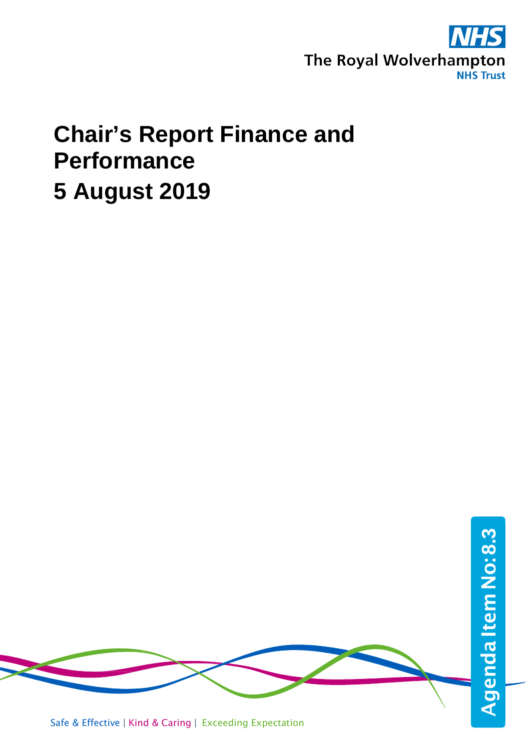NHS

The Royal Wolverhampton
NHS Trust

# Chair's Report Finance and Performance

# 5 August 2019

Agenda Item No: 8.3

Safe & Effective | Kind & Caring | Exceeding Expectation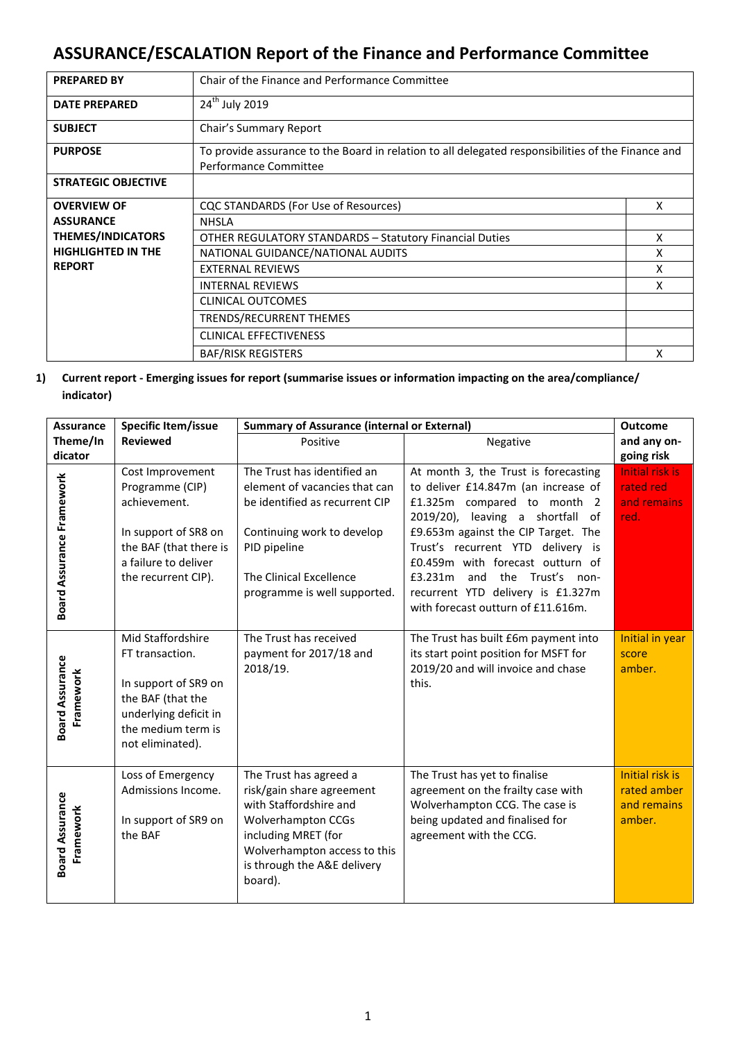# ASSURANCE/ESCALATION Report of the Finance and Performance Committee

| | | |
|---|---|---|
| **PREPARED BY** | Chair of the Finance and Performance Committee | |
| **DATE PREPARED** | 24th July 2019 | |
| **SUBJECT** | Chair's Summary Report | |
| **PURPOSE** | To provide assurance to the Board in relation to all delegated responsibilities of the Finance and Performance Committee | |
| **STRATEGIC OBJECTIVE** | | |
| **OVERVIEW OF ASSURANCE THEMES/INDICATORS HIGHLIGHTED IN THE REPORT** | CQC STANDARDS (For Use of Resources) | X |
| | NHSLA | |
| | OTHER REGULATORY STANDARDS – Statutory Financial Duties | X |
| | NATIONAL GUIDANCE/NATIONAL AUDITS | X |
| | EXTERNAL REVIEWS | X |
| | INTERNAL REVIEWS | X |
| | CLINICAL OUTCOMES | |
| | TRENDS/RECURRENT THEMES | |
| | CLINICAL EFFECTIVENESS | |
| | BAF/RISK REGISTERS | X |

**1) Current report - Emerging issues for report (summarise issues or information impacting on the area/compliance/ indicator)**

| Assurance Theme/Indicator | Specific Item/issue Reviewed | Summary of Assurance (internal or External) | | Outcome and any on-going risk |
|---|---|---|---|---|
| | | Positive | Negative | |
| Board Assurance Framework | Cost Improvement Programme (CIP) achievement.<br><br>In support of SR8 on the BAF (that there is a failure to deliver the recurrent CIP). | The Trust has identified an element of vacancies that can be identified as recurrent CIP<br><br>Continuing work to develop PID pipeline<br><br>The Clinical Excellence programme is well supported. | At month 3, the Trust is forecasting to deliver £14.847m (an increase of £1.325m compared to month 2 2019/20), leaving a shortfall of £9.653m against the CIP Target. The Trust's recurrent YTD delivery is £0.459m with forecast outturn of £3.231m and the Trust's non-recurrent YTD delivery is £1.327m with forecast outturn of £11.616m. | Initial risk is rated red and remains red. |
| Board Assurance Framework | Mid Staffordshire FT transaction.<br><br>In support of SR9 on the BAF (that the underlying deficit in the medium term is not eliminated). | The Trust has received payment for 2017/18 and 2018/19. | The Trust has built £6m payment into its start point position for MSFT for 2019/20 and will invoice and chase this. | Initial in year score amber. |
| Board Assurance Framework | Loss of Emergency Admissions Income.<br><br>In support of SR9 on the BAF | The Trust has agreed a risk/gain share agreement with Staffordshire and Wolverhampton CCGs including MRET (for Wolverhampton access to this is through the A&E delivery board). | The Trust has yet to finalise agreement on the frailty case with Wolverhampton CCG. The case is being updated and finalised for agreement with the CCG. | Initial risk is rated amber and remains amber. |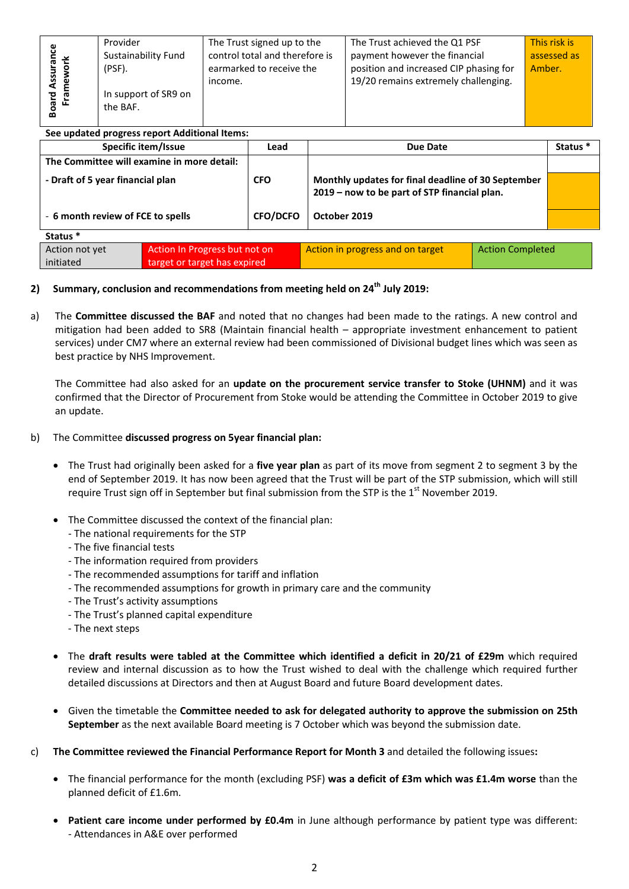| Board Assurance Framework | Provider Sustainability Fund (PSF).<br><br>In support of SR9 on the BAF. | The Trust signed up to the control total and therefore is earmarked to receive the income. | The Trust achieved the Q1 PSF payment however the financial position and increased CIP phasing for 19/20 remains extremely challenging. | This risk is assessed as Amber. |
|---|---|---|---|---|

**See updated progress report Additional Items:**

| Specific item/Issue | Lead | Due Date | Status * |
|---|---|---|---|
| **The Committee will examine in more detail:** | | | |
| **- Draft of 5 year financial plan** | **CFO** | **Monthly updates for final deadline of 30 September 2019 – now to be part of STP financial plan.** | |
| - **6 month review of FCE to spells** | **CFO/DCFO** | **October 2019** | |

**Status ***

| Action not yet initiated | Action In Progress but not on target or target has expired | Action in progress and on target | Action Completed |
|---|---|---|---|

**2) Summary, conclusion and recommendations from meeting held on 24th July 2019:**

a) The **Committee discussed the BAF** and noted that no changes had been made to the ratings. A new control and mitigation had been added to SR8 (Maintain financial health – appropriate investment enhancement to patient services) under CM7 where an external review had been commissioned of Divisional budget lines which was seen as best practice by NHS Improvement.

The Committee had also asked for an **update on the procurement service transfer to Stoke (UHNM)** and it was confirmed that the Director of Procurement from Stoke would be attending the Committee in October 2019 to give an update.

b) The Committee **discussed progress on 5year financial plan:**

- The Trust had originally been asked for a **five year plan** as part of its move from segment 2 to segment 3 by the end of September 2019. It has now been agreed that the Trust will be part of the STP submission, which will still require Trust sign off in September but final submission from the STP is the 1st November 2019.

- The Committee discussed the context of the financial plan:
  - The national requirements for the STP
  - The five financial tests
  - The information required from providers
  - The recommended assumptions for tariff and inflation
  - The recommended assumptions for growth in primary care and the community
  - The Trust's activity assumptions
  - The Trust's planned capital expenditure
  - The next steps

- The **draft results were tabled at the Committee which identified a deficit in 20/21 of £29m** which required review and internal discussion as to how the Trust wished to deal with the challenge which required further detailed discussions at Directors and then at August Board and future Board development dates.

- Given the timetable the **Committee needed to ask for delegated authority to approve the submission on 25th September** as the next available Board meeting is 7 October which was beyond the submission date.

c) **The Committee reviewed the Financial Performance Report for Month 3** and detailed the following issues**:**

- The financial performance for the month (excluding PSF) **was a deficit of £3m which was £1.4m worse** than the planned deficit of £1.6m.

- **Patient care income under performed by £0.4m** in June although performance by patient type was different:
  - Attendances in A&E over performed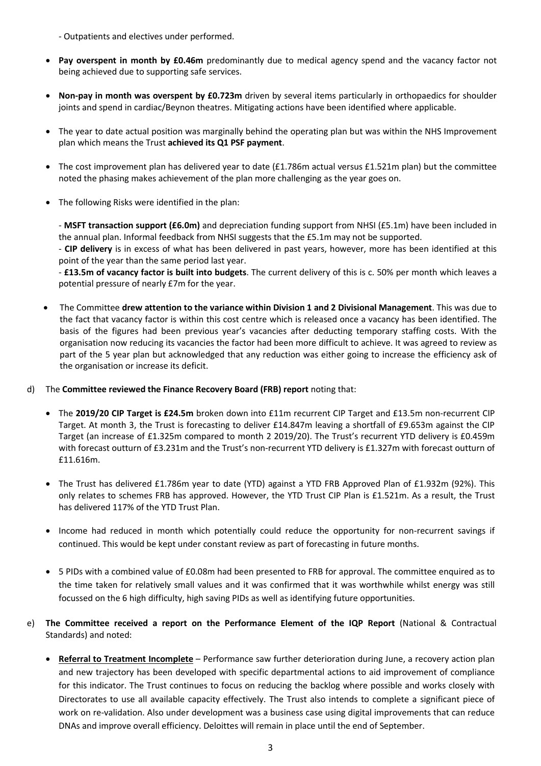- Outpatients and electives under performed.

- **Pay overspent in month by £0.46m** predominantly due to medical agency spend and the vacancy factor not being achieved due to supporting safe services.

- **Non-pay in month was overspent by £0.723m** driven by several items particularly in orthopaedics for shoulder joints and spend in cardiac/Beynon theatres. Mitigating actions have been identified where applicable.

- The year to date actual position was marginally behind the operating plan but was within the NHS Improvement plan which means the Trust **achieved its Q1 PSF payment**.

- The cost improvement plan has delivered year to date (£1.786m actual versus £1.521m plan) but the committee noted the phasing makes achievement of the plan more challenging as the year goes on.

- The following Risks were identified in the plan:

  - **MSFT transaction support (£6.0m)** and depreciation funding support from NHSI (£5.1m) have been included in the annual plan. Informal feedback from NHSI suggests that the £5.1m may not be supported.
  - **CIP delivery** is in excess of what has been delivered in past years, however, more has been identified at this point of the year than the same period last year.
  - **£13.5m of vacancy factor is built into budgets**. The current delivery of this is c. 50% per month which leaves a potential pressure of nearly £7m for the year.

- The Committee **drew attention to the variance within Division 1 and 2 Divisional Management**. This was due to the fact that vacancy factor is within this cost centre which is released once a vacancy has been identified. The basis of the figures had been previous year's vacancies after deducting temporary staffing costs. With the organisation now reducing its vacancies the factor had been more difficult to achieve. It was agreed to review as part of the 5 year plan but acknowledged that any reduction was either going to increase the efficiency ask of the organisation or increase its deficit.

d) The **Committee reviewed the Finance Recovery Board (FRB) report** noting that:

- The **2019/20 CIP Target is £24.5m** broken down into £11m recurrent CIP Target and £13.5m non-recurrent CIP Target. At month 3, the Trust is forecasting to deliver £14.847m leaving a shortfall of £9.653m against the CIP Target (an increase of £1.325m compared to month 2 2019/20). The Trust's recurrent YTD delivery is £0.459m with forecast outturn of £3.231m and the Trust's non-recurrent YTD delivery is £1.327m with forecast outturn of £11.616m.

- The Trust has delivered £1.786m year to date (YTD) against a YTD FRB Approved Plan of £1.932m (92%). This only relates to schemes FRB has approved. However, the YTD Trust CIP Plan is £1.521m. As a result, the Trust has delivered 117% of the YTD Trust Plan.

- Income had reduced in month which potentially could reduce the opportunity for non-recurrent savings if continued. This would be kept under constant review as part of forecasting in future months.

- 5 PIDs with a combined value of £0.08m had been presented to FRB for approval. The committee enquired as to the time taken for relatively small values and it was confirmed that it was worthwhile whilst energy was still focussed on the 6 high difficulty, high saving PIDs as well as identifying future opportunities.

e) **The Committee received a report on the Performance Element of the IQP Report** (National & Contractual Standards) and noted:

- **Referral to Treatment Incomplete** – Performance saw further deterioration during June, a recovery action plan and new trajectory has been developed with specific departmental actions to aid improvement of compliance for this indicator. The Trust continues to focus on reducing the backlog where possible and works closely with Directorates to use all available capacity effectively. The Trust also intends to complete a significant piece of work on re-validation. Also under development was a business case using digital improvements that can reduce DNAs and improve overall efficiency. Deloittes will remain in place until the end of September.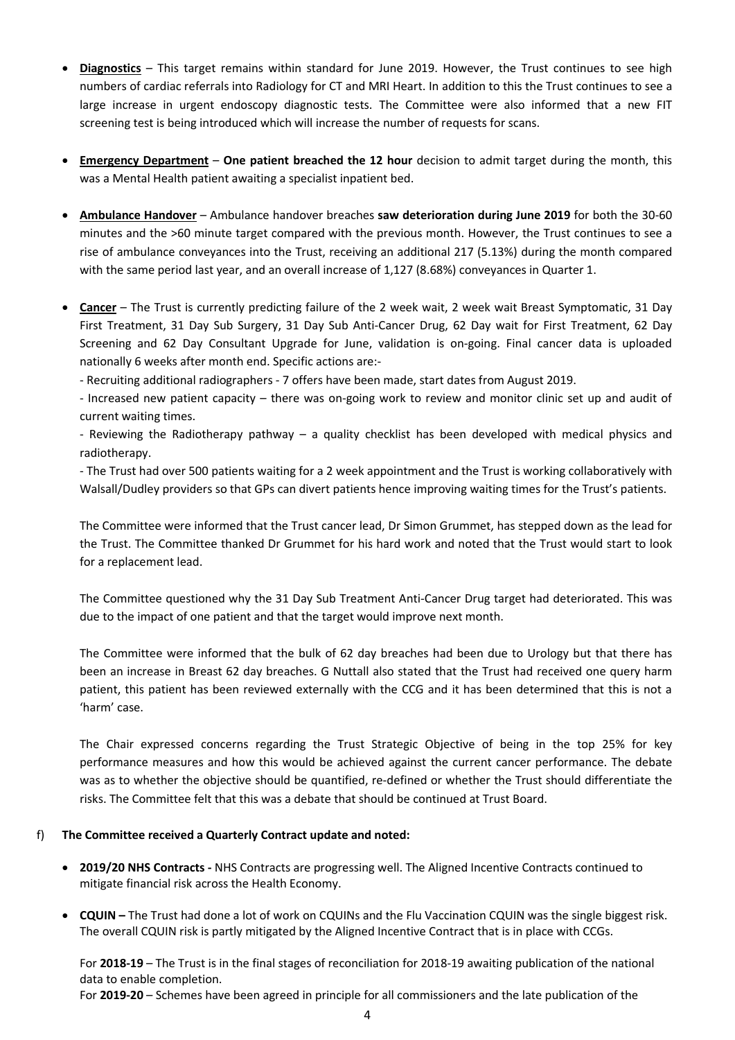- **Diagnostics** – This target remains within standard for June 2019. However, the Trust continues to see high numbers of cardiac referrals into Radiology for CT and MRI Heart. In addition to this the Trust continues to see a large increase in urgent endoscopy diagnostic tests. The Committee were also informed that a new FIT screening test is being introduced which will increase the number of requests for scans.

- **Emergency Department** – **One patient breached the 12 hour** decision to admit target during the month, this was a Mental Health patient awaiting a specialist inpatient bed.

- **Ambulance Handover** – Ambulance handover breaches **saw deterioration during June 2019** for both the 30-60 minutes and the >60 minute target compared with the previous month. However, the Trust continues to see a rise of ambulance conveyances into the Trust, receiving an additional 217 (5.13%) during the month compared with the same period last year, and an overall increase of 1,127 (8.68%) conveyances in Quarter 1.

- **Cancer** – The Trust is currently predicting failure of the 2 week wait, 2 week wait Breast Symptomatic, 31 Day First Treatment, 31 Day Sub Surgery, 31 Day Sub Anti-Cancer Drug, 62 Day wait for First Treatment, 62 Day Screening and 62 Day Consultant Upgrade for June, validation is on-going. Final cancer data is uploaded nationally 6 weeks after month end. Specific actions are:-

  - Recruiting additional radiographers - 7 offers have been made, start dates from August 2019.

  - Increased new patient capacity – there was on-going work to review and monitor clinic set up and audit of current waiting times.

  - Reviewing the Radiotherapy pathway – a quality checklist has been developed with medical physics and radiotherapy.

  - The Trust had over 500 patients waiting for a 2 week appointment and the Trust is working collaboratively with Walsall/Dudley providers so that GPs can divert patients hence improving waiting times for the Trust's patients.

  The Committee were informed that the Trust cancer lead, Dr Simon Grummet, has stepped down as the lead for the Trust. The Committee thanked Dr Grummet for his hard work and noted that the Trust would start to look for a replacement lead.

  The Committee questioned why the 31 Day Sub Treatment Anti-Cancer Drug target had deteriorated. This was due to the impact of one patient and that the target would improve next month.

  The Committee were informed that the bulk of 62 day breaches had been due to Urology but that there has been an increase in Breast 62 day breaches. G Nuttall also stated that the Trust had received one query harm patient, this patient has been reviewed externally with the CCG and it has been determined that this is not a 'harm' case.

  The Chair expressed concerns regarding the Trust Strategic Objective of being in the top 25% for key performance measures and how this would be achieved against the current cancer performance. The debate was as to whether the objective should be quantified, re-defined or whether the Trust should differentiate the risks. The Committee felt that this was a debate that should be continued at Trust Board.

f) **The Committee received a Quarterly Contract update and noted:**

- **2019/20 NHS Contracts -** NHS Contracts are progressing well. The Aligned Incentive Contracts continued to mitigate financial risk across the Health Economy.

- **CQUIN –** The Trust had done a lot of work on CQUINs and the Flu Vaccination CQUIN was the single biggest risk. The overall CQUIN risk is partly mitigated by the Aligned Incentive Contract that is in place with CCGs.

  For **2018-19** – The Trust is in the final stages of reconciliation for 2018-19 awaiting publication of the national data to enable completion.

  For **2019-20** – Schemes have been agreed in principle for all commissioners and the late publication of the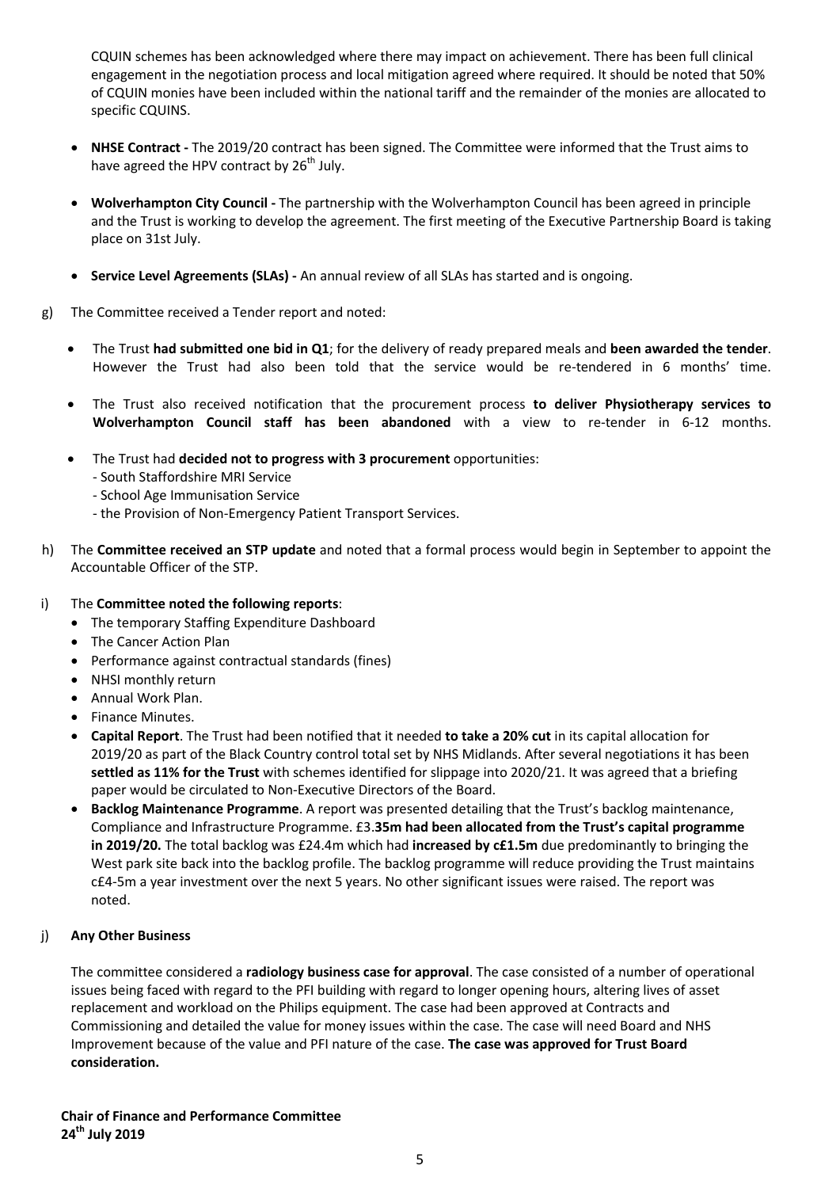CQUIN schemes has been acknowledged where there may impact on achievement. There has been full clinical engagement in the negotiation process and local mitigation agreed where required. It should be noted that 50% of CQUIN monies have been included within the national tariff and the remainder of the monies are allocated to specific CQUINS.

- **NHSE Contract -** The 2019/20 contract has been signed. The Committee were informed that the Trust aims to have agreed the HPV contract by 26th July.
- **Wolverhampton City Council -** The partnership with the Wolverhampton Council has been agreed in principle and the Trust is working to develop the agreement. The first meeting of the Executive Partnership Board is taking place on 31st July.
- **Service Level Agreements (SLAs) -** An annual review of all SLAs has started and is ongoing.

g) The Committee received a Tender report and noted:

- The Trust **had submitted one bid in Q1**; for the delivery of ready prepared meals and **been awarded the tender**. However the Trust had also been told that the service would be re-tendered in 6 months' time.
- The Trust also received notification that the procurement process **to deliver Physiotherapy services to Wolverhampton Council staff has been abandoned** with a view to re-tender in 6-12 months.
- The Trust had **decided not to progress with 3 procurement** opportunities:
  - South Staffordshire MRI Service
  - School Age Immunisation Service
  - the Provision of Non-Emergency Patient Transport Services.

h) The **Committee received an STP update** and noted that a formal process would begin in September to appoint the Accountable Officer of the STP.

i) The **Committee noted the following reports**:

- The temporary Staffing Expenditure Dashboard
- The Cancer Action Plan
- Performance against contractual standards (fines)
- NHSI monthly return
- Annual Work Plan.
- Finance Minutes.
- **Capital Report**. The Trust had been notified that it needed **to take a 20% cut** in its capital allocation for 2019/20 as part of the Black Country control total set by NHS Midlands. After several negotiations it has been **settled as 11% for the Trust** with schemes identified for slippage into 2020/21. It was agreed that a briefing paper would be circulated to Non-Executive Directors of the Board.
- **Backlog Maintenance Programme**. A report was presented detailing that the Trust's backlog maintenance, Compliance and Infrastructure Programme. £3.**35m had been allocated from the Trust's capital programme in 2019/20.** The total backlog was £24.4m which had **increased by c£1.5m** due predominantly to bringing the West park site back into the backlog profile. The backlog programme will reduce providing the Trust maintains c£4-5m a year investment over the next 5 years. No other significant issues were raised. The report was noted.

j) **Any Other Business**

The committee considered a **radiology business case for approval**. The case consisted of a number of operational issues being faced with regard to the PFI building with regard to longer opening hours, altering lives of asset replacement and workload on the Philips equipment. The case had been approved at Contracts and Commissioning and detailed the value for money issues within the case. The case will need Board and NHS Improvement because of the value and PFI nature of the case. **The case was approved for Trust Board consideration.**

**Chair of Finance and Performance Committee**
**24th July 2019**